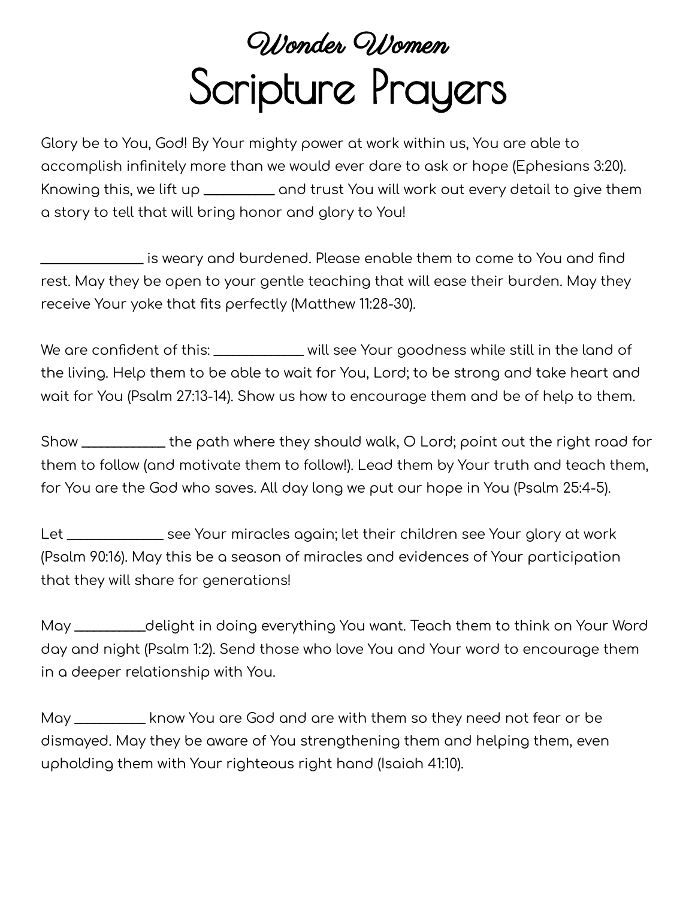# Wonder Women
# Scripture Prayers

Glory be to You, God! By Your mighty power at work within us, You are able to accomplish infinitely more than we would ever dare to ask or hope (Ephesians 3:20). Knowing this, we lift up _________ and trust You will work out every detail to give them a story to tell that will bring honor and glory to You!

_____________ is weary and burdened. Please enable them to come to You and find rest. May they be open to your gentle teaching that will ease their burden. May they receive Your yoke that fits perfectly (Matthew 11:28-30).

We are confident of this: ___________ will see Your goodness while still in the land of the living. Help them to be able to wait for You, Lord; to be strong and take heart and wait for You (Psalm 27:13-14). Show us how to encourage them and be of help to them.

Show ___________ the path where they should walk, O Lord; point out the right road for them to follow (and motivate them to follow!). Lead them by Your truth and teach them, for You are the God who saves. All day long we put our hope in You (Psalm 25:4-5).

Let ____________ see Your miracles again; let their children see Your glory at work (Psalm 90:16). May this be a season of miracles and evidences of Your participation that they will share for generations!

May _________delight in doing everything You want. Teach them to think on Your Word day and night (Psalm 1:2). Send those who love You and Your word to encourage them in a deeper relationship with You.

May _________ know You are God and are with them so they need not fear or be dismayed. May they be aware of You strengthening them and helping them, even upholding them with Your righteous right hand (Isaiah 41:10).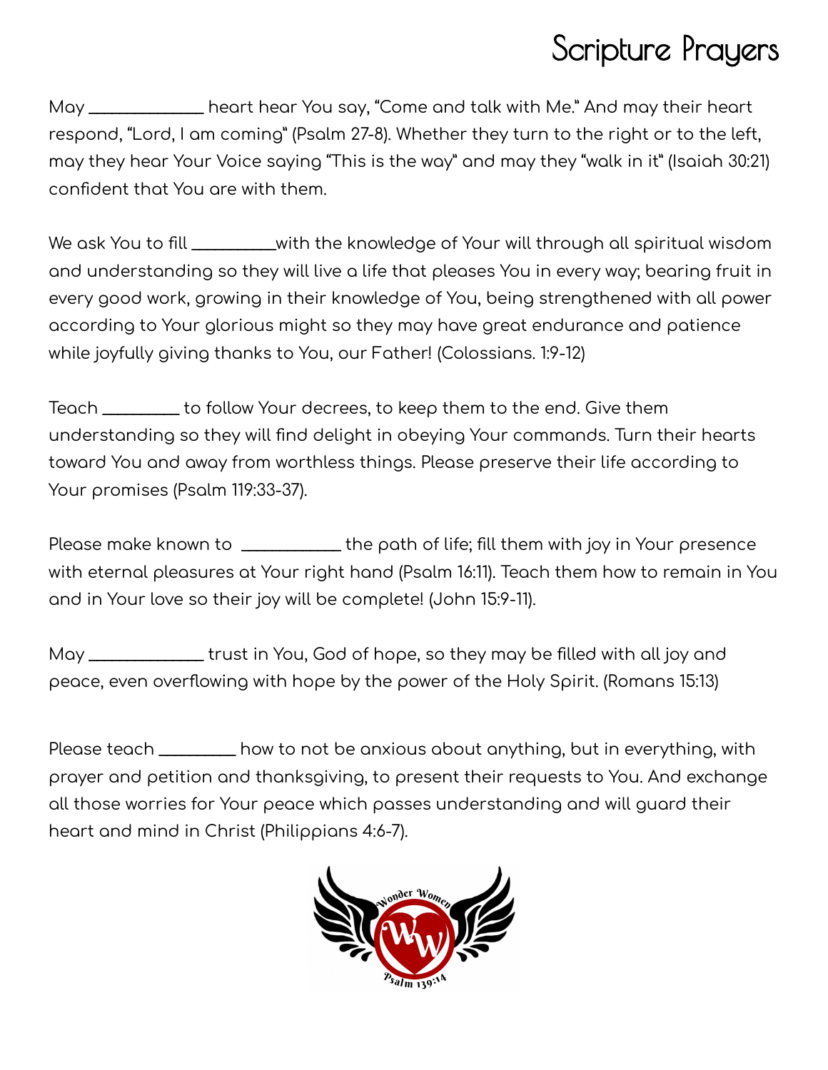# Scripture Prayers

May ____________ heart hear You say, "Come and talk with Me." And may their heart respond, "Lord, I am coming" (Psalm 27-8). Whether they turn to the right or to the left, may they hear Your Voice saying "This is the way" and may they "walk in it" (Isaiah 30:21) confident that You are with them.

We ask You to fill _________with the knowledge of Your will through all spiritual wisdom and understanding so they will live a life that pleases You in every way; bearing fruit in every good work, growing in their knowledge of You, being strengthened with all power according to Your glorious might so they may have great endurance and patience while joyfully giving thanks to You, our Father! (Colossians. 1:9-12)

Teach ________ to follow Your decrees, to keep them to the end. Give them understanding so they will find delight in obeying Your commands. Turn their hearts toward You and away from worthless things. Please preserve their life according to Your promises (Psalm 119:33-37).

Please make known to __________ the path of life; fill them with joy in Your presence with eternal pleasures at Your right hand (Psalm 16:11). Teach them how to remain in You and in Your love so their joy will be complete! (John 15:9-11).

May ____________ trust in You, God of hope, so they may be filled with all joy and peace, even overflowing with hope by the power of the Holy Spirit. (Romans 15:13)

Please teach ________ how to not be anxious about anything, but in everything, with prayer and petition and thanksgiving, to present their requests to You. And exchange all those worries for Your peace which passes understanding and will guard their heart and mind in Christ (Philippians 4:6-7).

Wonder Women
WW
Psalm 139:14